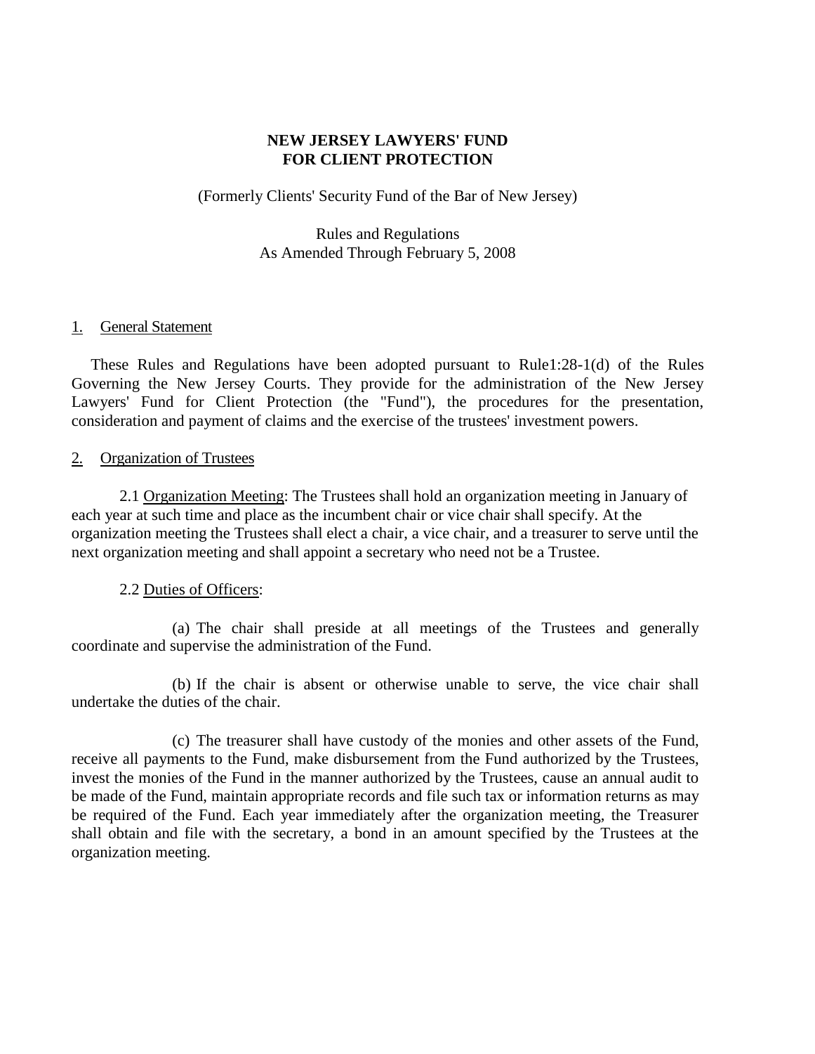# NEW JERSEY LAWYERS' FUND FOR CLIENT PROTECTION

(Formerly Clients' Security Fund of the Bar of New Jersey)

Rules and Regulations
As Amended Through February 5, 2008

## 1. General Statement

These Rules and Regulations have been adopted pursuant to Rule1:28-1(d) of the Rules Governing the New Jersey Courts. They provide for the administration of the New Jersey Lawyers' Fund for Client Protection (the "Fund"), the procedures for the presentation, consideration and payment of claims and the exercise of the trustees' investment powers.

## 2. Organization of Trustees

2.1 Organization Meeting: The Trustees shall hold an organization meeting in January of each year at such time and place as the incumbent chair or vice chair shall specify. At the organization meeting the Trustees shall elect a chair, a vice chair, and a treasurer to serve until the next organization meeting and shall appoint a secretary who need not be a Trustee.

2.2 Duties of Officers:

(a) The chair shall preside at all meetings of the Trustees and generally coordinate and supervise the administration of the Fund.

(b) If the chair is absent or otherwise unable to serve, the vice chair shall undertake the duties of the chair.

(c) The treasurer shall have custody of the monies and other assets of the Fund, receive all payments to the Fund, make disbursement from the Fund authorized by the Trustees, invest the monies of the Fund in the manner authorized by the Trustees, cause an annual audit to be made of the Fund, maintain appropriate records and file such tax or information returns as may be required of the Fund. Each year immediately after the organization meeting, the Treasurer shall obtain and file with the secretary, a bond in an amount specified by the Trustees at the organization meeting.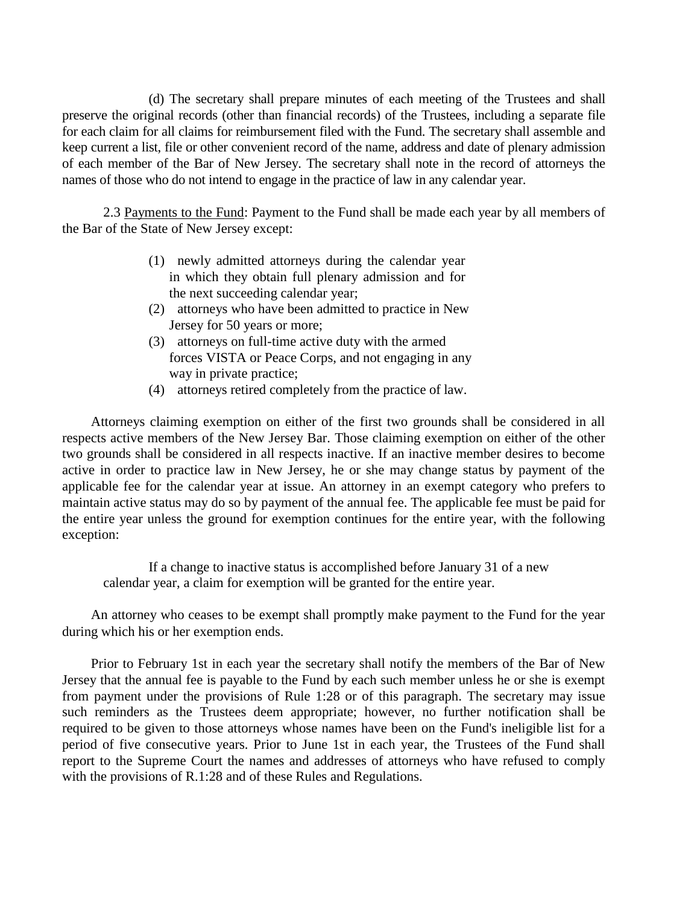(d) The secretary shall prepare minutes of each meeting of the Trustees and shall preserve the original records (other than financial records) of the Trustees, including a separate file for each claim for all claims for reimbursement filed with the Fund. The secretary shall assemble and keep current a list, file or other convenient record of the name, address and date of plenary admission of each member of the Bar of New Jersey. The secretary shall note in the record of attorneys the names of those who do not intend to engage in the practice of law in any calendar year.

2.3 Payments to the Fund: Payment to the Fund shall be made each year by all members of the Bar of the State of New Jersey except:

(1) newly admitted attorneys during the calendar year in which they obtain full plenary admission and for the next succeeding calendar year;
(2) attorneys who have been admitted to practice in New Jersey for 50 years or more;
(3) attorneys on full-time active duty with the armed forces VISTA or Peace Corps, and not engaging in any way in private practice;
(4) attorneys retired completely from the practice of law.

Attorneys claiming exemption on either of the first two grounds shall be considered in all respects active members of the New Jersey Bar. Those claiming exemption on either of the other two grounds shall be considered in all respects inactive. If an inactive member desires to become active in order to practice law in New Jersey, he or she may change status by payment of the applicable fee for the calendar year at issue. An attorney in an exempt category who prefers to maintain active status may do so by payment of the annual fee. The applicable fee must be paid for the entire year unless the ground for exemption continues for the entire year, with the following exception:

> If a change to inactive status is accomplished before January 31 of a new calendar year, a claim for exemption will be granted for the entire year.

An attorney who ceases to be exempt shall promptly make payment to the Fund for the year during which his or her exemption ends.

Prior to February 1st in each year the secretary shall notify the members of the Bar of New Jersey that the annual fee is payable to the Fund by each such member unless he or she is exempt from payment under the provisions of Rule 1:28 or of this paragraph. The secretary may issue such reminders as the Trustees deem appropriate; however, no further notification shall be required to be given to those attorneys whose names have been on the Fund's ineligible list for a period of five consecutive years. Prior to June 1st in each year, the Trustees of the Fund shall report to the Supreme Court the names and addresses of attorneys who have refused to comply with the provisions of R.1:28 and of these Rules and Regulations.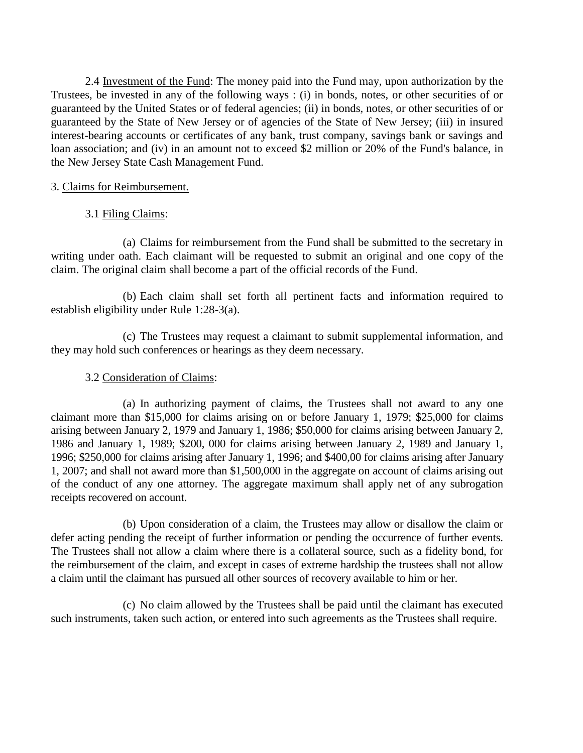2.4 Investment of the Fund: The money paid into the Fund may, upon authorization by the Trustees, be invested in any of the following ways : (i) in bonds, notes, or other securities of or guaranteed by the United States or of federal agencies; (ii) in bonds, notes, or other securities of or guaranteed by the State of New Jersey or of agencies of the State of New Jersey; (iii) in insured interest-bearing accounts or certificates of any bank, trust company, savings bank or savings and loan association; and (iv) in an amount not to exceed \$2 million or 20% of the Fund's balance, in the New Jersey State Cash Management Fund.

3. Claims for Reimbursement.

3.1 Filing Claims:

(a) Claims for reimbursement from the Fund shall be submitted to the secretary in writing under oath. Each claimant will be requested to submit an original and one copy of the claim. The original claim shall become a part of the official records of the Fund.

(b) Each claim shall set forth all pertinent facts and information required to establish eligibility under Rule 1:28-3(a).

(c) The Trustees may request a claimant to submit supplemental information, and they may hold such conferences or hearings as they deem necessary.

3.2 Consideration of Claims:

(a) In authorizing payment of claims, the Trustees shall not award to any one claimant more than \$15,000 for claims arising on or before January 1, 1979; \$25,000 for claims arising between January 2, 1979 and January 1, 1986; \$50,000 for claims arising between January 2, 1986 and January 1, 1989; \$200, 000 for claims arising between January 2, 1989 and January 1, 1996; \$250,000 for claims arising after January 1, 1996; and \$400,00 for claims arising after January 1, 2007; and shall not award more than \$1,500,000 in the aggregate on account of claims arising out of the conduct of any one attorney. The aggregate maximum shall apply net of any subrogation receipts recovered on account.

(b) Upon consideration of a claim, the Trustees may allow or disallow the claim or defer acting pending the receipt of further information or pending the occurrence of further events. The Trustees shall not allow a claim where there is a collateral source, such as a fidelity bond, for the reimbursement of the claim, and except in cases of extreme hardship the trustees shall not allow a claim until the claimant has pursued all other sources of recovery available to him or her.

(c) No claim allowed by the Trustees shall be paid until the claimant has executed such instruments, taken such action, or entered into such agreements as the Trustees shall require.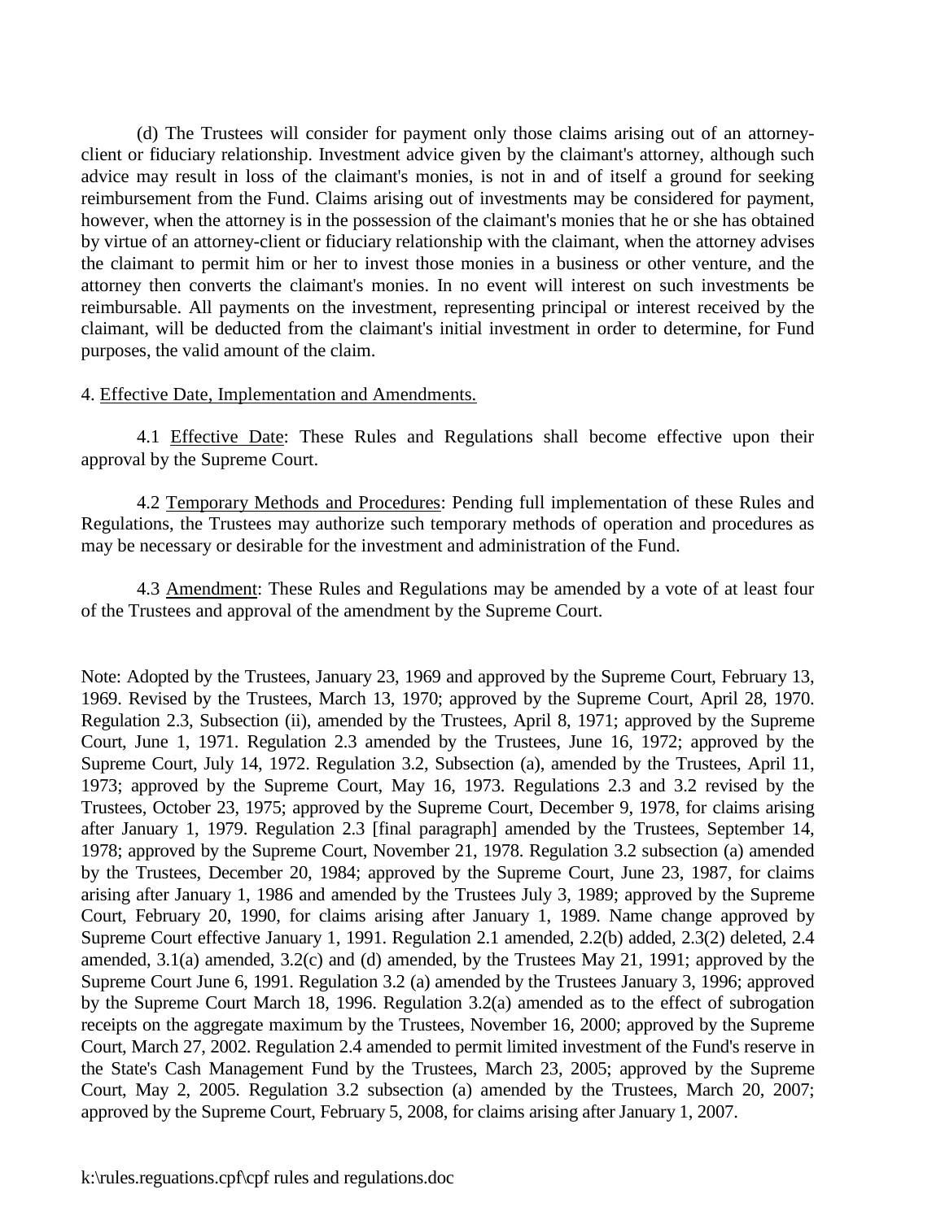(d) The Trustees will consider for payment only those claims arising out of an attorney-client or fiduciary relationship. Investment advice given by the claimant's attorney, although such advice may result in loss of the claimant's monies, is not in and of itself a ground for seeking reimbursement from the Fund. Claims arising out of investments may be considered for payment, however, when the attorney is in the possession of the claimant's monies that he or she has obtained by virtue of an attorney-client or fiduciary relationship with the claimant, when the attorney advises the claimant to permit him or her to invest those monies in a business or other venture, and the attorney then converts the claimant's monies. In no event will interest on such investments be reimbursable. All payments on the investment, representing principal or interest received by the claimant, will be deducted from the claimant's initial investment in order to determine, for Fund purposes, the valid amount of the claim.

4. Effective Date, Implementation and Amendments.

4.1 Effective Date: These Rules and Regulations shall become effective upon their approval by the Supreme Court.

4.2 Temporary Methods and Procedures: Pending full implementation of these Rules and Regulations, the Trustees may authorize such temporary methods of operation and procedures as may be necessary or desirable for the investment and administration of the Fund.

4.3 Amendment: These Rules and Regulations may be amended by a vote of at least four of the Trustees and approval of the amendment by the Supreme Court.

Note: Adopted by the Trustees, January 23, 1969 and approved by the Supreme Court, February 13, 1969. Revised by the Trustees, March 13, 1970; approved by the Supreme Court, April 28, 1970. Regulation 2.3, Subsection (ii), amended by the Trustees, April 8, 1971; approved by the Supreme Court, June 1, 1971. Regulation 2.3 amended by the Trustees, June 16, 1972; approved by the Supreme Court, July 14, 1972. Regulation 3.2, Subsection (a), amended by the Trustees, April 11, 1973; approved by the Supreme Court, May 16, 1973. Regulations 2.3 and 3.2 revised by the Trustees, October 23, 1975; approved by the Supreme Court, December 9, 1978, for claims arising after January 1, 1979. Regulation 2.3 [final paragraph] amended by the Trustees, September 14, 1978; approved by the Supreme Court, November 21, 1978. Regulation 3.2 subsection (a) amended by the Trustees, December 20, 1984; approved by the Supreme Court, June 23, 1987, for claims arising after January 1, 1986 and amended by the Trustees July 3, 1989; approved by the Supreme Court, February 20, 1990, for claims arising after January 1, 1989. Name change approved by Supreme Court effective January 1, 1991. Regulation 2.1 amended, 2.2(b) added, 2.3(2) deleted, 2.4 amended, 3.1(a) amended, 3.2(c) and (d) amended, by the Trustees May 21, 1991; approved by the Supreme Court June 6, 1991. Regulation 3.2 (a) amended by the Trustees January 3, 1996; approved by the Supreme Court March 18, 1996. Regulation 3.2(a) amended as to the effect of subrogation receipts on the aggregate maximum by the Trustees, November 16, 2000; approved by the Supreme Court, March 27, 2002. Regulation 2.4 amended to permit limited investment of the Fund's reserve in the State's Cash Management Fund by the Trustees, March 23, 2005; approved by the Supreme Court, May 2, 2005. Regulation 3.2 subsection (a) amended by the Trustees, March 20, 2007; approved by the Supreme Court, February 5, 2008, for claims arising after January 1, 2007.

k:\rules.reguations.cpf\cpf rules and regulations.doc